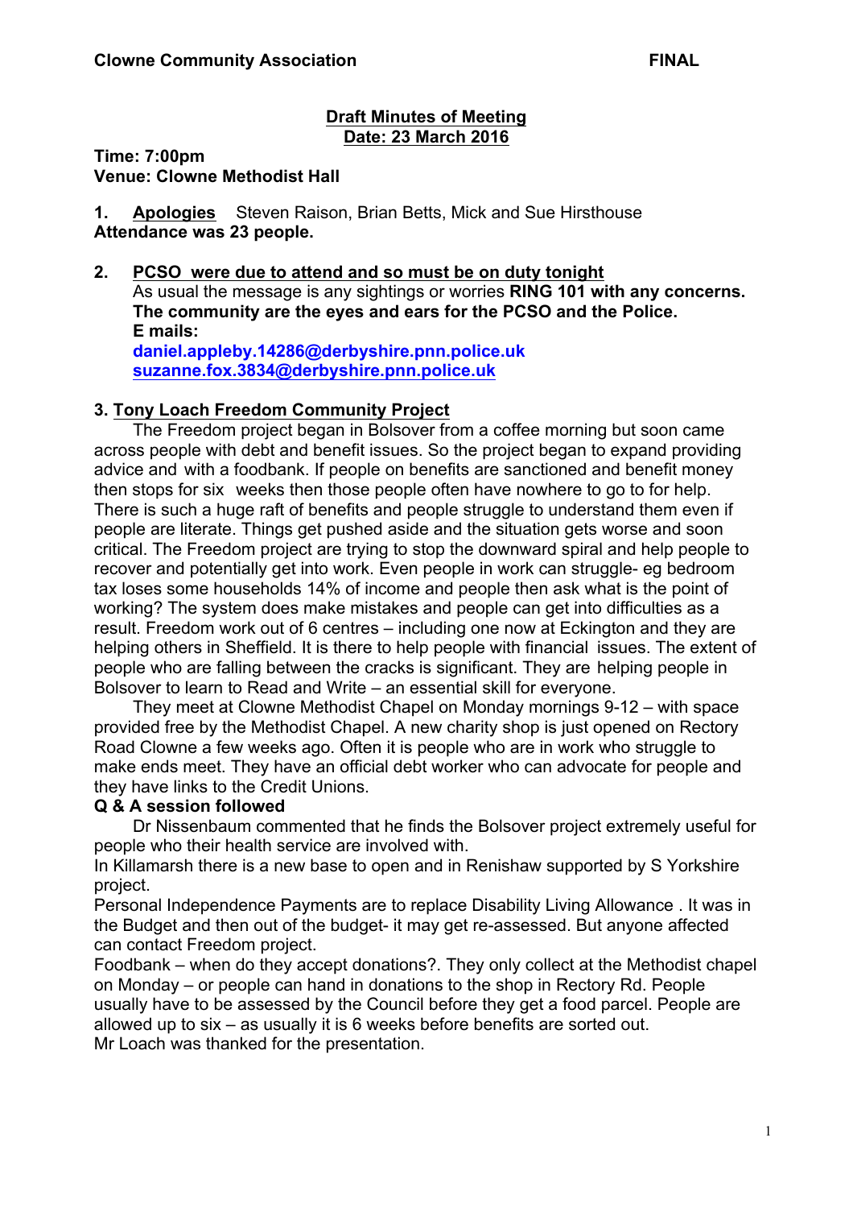**Clowne Community Association** **FINAL**

## Draft Minutes of Meeting
## Date: 23 March 2016

**Time: 7:00pm**
**Venue: Clowne Methodist Hall**

**1. Apologies** Steven Raison, Brian Betts, Mick and Sue Hirsthouse
**Attendance was 23 people.**

**2. PCSO were due to attend and so must be on duty tonight**
As usual the message is any sightings or worries **RING 101 with any concerns. The community are the eyes and ears for the PCSO and the Police.**
**E mails:**
**daniel.appleby.14286@derbyshire.pnn.police.uk**
**suzanne.fox.3834@derbyshire.pnn.police.uk**

**3. Tony Loach Freedom Community Project**

The Freedom project began in Bolsover from a coffee morning but soon came across people with debt and benefit issues. So the project began to expand providing advice and with a foodbank. If people on benefits are sanctioned and benefit money then stops for six weeks then those people often have nowhere to go to for help. There is such a huge raft of benefits and people struggle to understand them even if people are literate. Things get pushed aside and the situation gets worse and soon critical. The Freedom project are trying to stop the downward spiral and help people to recover and potentially get into work. Even people in work can struggle- eg bedroom tax loses some households 14% of income and people then ask what is the point of working? The system does make mistakes and people can get into difficulties as a result. Freedom work out of 6 centres – including one now at Eckington and they are helping others in Sheffield. It is there to help people with financial issues. The extent of people who are falling between the cracks is significant. They are helping people in Bolsover to learn to Read and Write – an essential skill for everyone.

They meet at Clowne Methodist Chapel on Monday mornings 9-12 – with space provided free by the Methodist Chapel. A new charity shop is just opened on Rectory Road Clowne a few weeks ago. Often it is people who are in work who struggle to make ends meet. They have an official debt worker who can advocate for people and they have links to the Credit Unions.

**Q & A session followed**

Dr Nissenbaum commented that he finds the Bolsover project extremely useful for people who their health service are involved with.
In Killamarsh there is a new base to open and in Renishaw supported by S Yorkshire project.
Personal Independence Payments are to replace Disability Living Allowance . It was in the Budget and then out of the budget- it may get re-assessed. But anyone affected can contact Freedom project.
Foodbank – when do they accept donations?. They only collect at the Methodist chapel on Monday – or people can hand in donations to the shop in Rectory Rd. People usually have to be assessed by the Council before they get a food parcel. People are allowed up to six – as usually it is 6 weeks before benefits are sorted out.
Mr Loach was thanked for the presentation.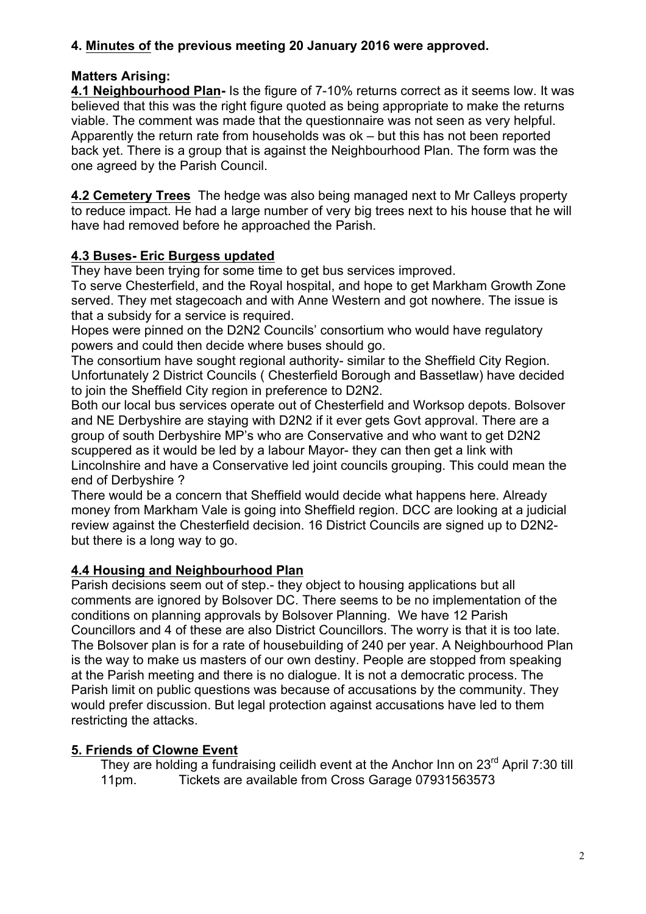**4. Minutes of the previous meeting 20 January 2016 were approved.**

**Matters Arising:**

**4.1 Neighbourhood Plan-** Is the figure of 7-10% returns correct as it seems low. It was believed that this was the right figure quoted as being appropriate to make the returns viable. The comment was made that the questionnaire was not seen as very helpful. Apparently the return rate from households was ok – but this has not been reported back yet. There is a group that is against the Neighbourhood Plan. The form was the one agreed by the Parish Council.

**4.2 Cemetery Trees** The hedge was also being managed next to Mr Calleys property to reduce impact. He had a large number of very big trees next to his house that he will have had removed before he approached the Parish.

**4.3 Buses- Eric Burgess updated**

They have been trying for some time to get bus services improved.

To serve Chesterfield, and the Royal hospital, and hope to get Markham Growth Zone served. They met stagecoach and with Anne Western and got nowhere. The issue is that a subsidy for a service is required.

Hopes were pinned on the D2N2 Councils' consortium who would have regulatory powers and could then decide where buses should go.

The consortium have sought regional authority- similar to the Sheffield City Region. Unfortunately 2 District Councils ( Chesterfield Borough and Bassetlaw) have decided to join the Sheffield City region in preference to D2N2.

Both our local bus services operate out of Chesterfield and Worksop depots. Bolsover and NE Derbyshire are staying with D2N2 if it ever gets Govt approval. There are a group of south Derbyshire MP's who are Conservative and who want to get D2N2 scuppered as it would be led by a labour Mayor- they can then get a link with Lincolnshire and have a Conservative led joint councils grouping. This could mean the end of Derbyshire ?

There would be a concern that Sheffield would decide what happens here. Already money from Markham Vale is going into Sheffield region. DCC are looking at a judicial review against the Chesterfield decision. 16 District Councils are signed up to D2N2- but there is a long way to go.

**4.4 Housing and Neighbourhood Plan**

Parish decisions seem out of step.- they object to housing applications but all comments are ignored by Bolsover DC. There seems to be no implementation of the conditions on planning approvals by Bolsover Planning. We have 12 Parish Councillors and 4 of these are also District Councillors. The worry is that it is too late. The Bolsover plan is for a rate of housebuilding of 240 per year. A Neighbourhood Plan is the way to make us masters of our own destiny. People are stopped from speaking at the Parish meeting and there is no dialogue. It is not a democratic process. The Parish limit on public questions was because of accusations by the community. They would prefer discussion. But legal protection against accusations have led to them restricting the attacks.

**5. Friends of Clowne Event**

They are holding a fundraising ceilidh event at the Anchor Inn on 23rd April 7:30 till 11pm. Tickets are available from Cross Garage 07931563573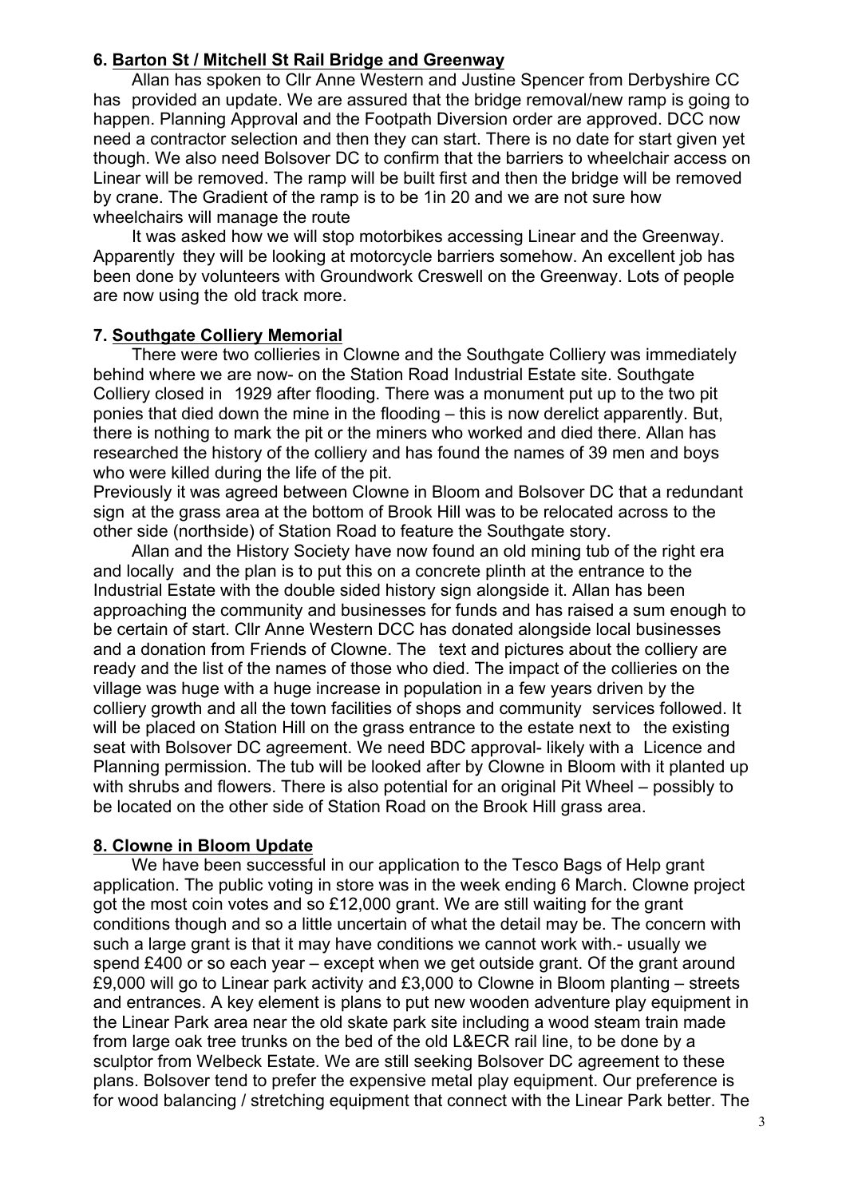## 6. Barton St / Mitchell St Rail Bridge and Greenway

Allan has spoken to Cllr Anne Western and Justine Spencer from Derbyshire CC has provided an update. We are assured that the bridge removal/new ramp is going to happen. Planning Approval and the Footpath Diversion order are approved. DCC now need a contractor selection and then they can start. There is no date for start given yet though. We also need Bolsover DC to confirm that the barriers to wheelchair access on Linear will be removed. The ramp will be built first and then the bridge will be removed by crane. The Gradient of the ramp is to be 1in 20 and we are not sure how wheelchairs will manage the route

It was asked how we will stop motorbikes accessing Linear and the Greenway. Apparently they will be looking at motorcycle barriers somehow. An excellent job has been done by volunteers with Groundwork Creswell on the Greenway. Lots of people are now using the old track more.

## 7. Southgate Colliery Memorial

There were two collieries in Clowne and the Southgate Colliery was immediately behind where we are now- on the Station Road Industrial Estate site. Southgate Colliery closed in 1929 after flooding. There was a monument put up to the two pit ponies that died down the mine in the flooding – this is now derelict apparently. But, there is nothing to mark the pit or the miners who worked and died there. Allan has researched the history of the colliery and has found the names of 39 men and boys who were killed during the life of the pit.

Previously it was agreed between Clowne in Bloom and Bolsover DC that a redundant sign at the grass area at the bottom of Brook Hill was to be relocated across to the other side (northside) of Station Road to feature the Southgate story.

Allan and the History Society have now found an old mining tub of the right era and locally and the plan is to put this on a concrete plinth at the entrance to the Industrial Estate with the double sided history sign alongside it. Allan has been approaching the community and businesses for funds and has raised a sum enough to be certain of start. Cllr Anne Western DCC has donated alongside local businesses and a donation from Friends of Clowne. The text and pictures about the colliery are ready and the list of the names of those who died. The impact of the collieries on the village was huge with a huge increase in population in a few years driven by the colliery growth and all the town facilities of shops and community services followed. It will be placed on Station Hill on the grass entrance to the estate next to the existing seat with Bolsover DC agreement. We need BDC approval- likely with a Licence and Planning permission. The tub will be looked after by Clowne in Bloom with it planted up with shrubs and flowers. There is also potential for an original Pit Wheel – possibly to be located on the other side of Station Road on the Brook Hill grass area.

## 8. Clowne in Bloom Update

We have been successful in our application to the Tesco Bags of Help grant application. The public voting in store was in the week ending 6 March. Clowne project got the most coin votes and so £12,000 grant. We are still waiting for the grant conditions though and so a little uncertain of what the detail may be. The concern with such a large grant is that it may have conditions we cannot work with.- usually we spend £400 or so each year – except when we get outside grant. Of the grant around £9,000 will go to Linear park activity and £3,000 to Clowne in Bloom planting – streets and entrances. A key element is plans to put new wooden adventure play equipment in the Linear Park area near the old skate park site including a wood steam train made from large oak tree trunks on the bed of the old L&ECR rail line, to be done by a sculptor from Welbeck Estate. We are still seeking Bolsover DC agreement to these plans. Bolsover tend to prefer the expensive metal play equipment. Our preference is for wood balancing / stretching equipment that connect with the Linear Park better. The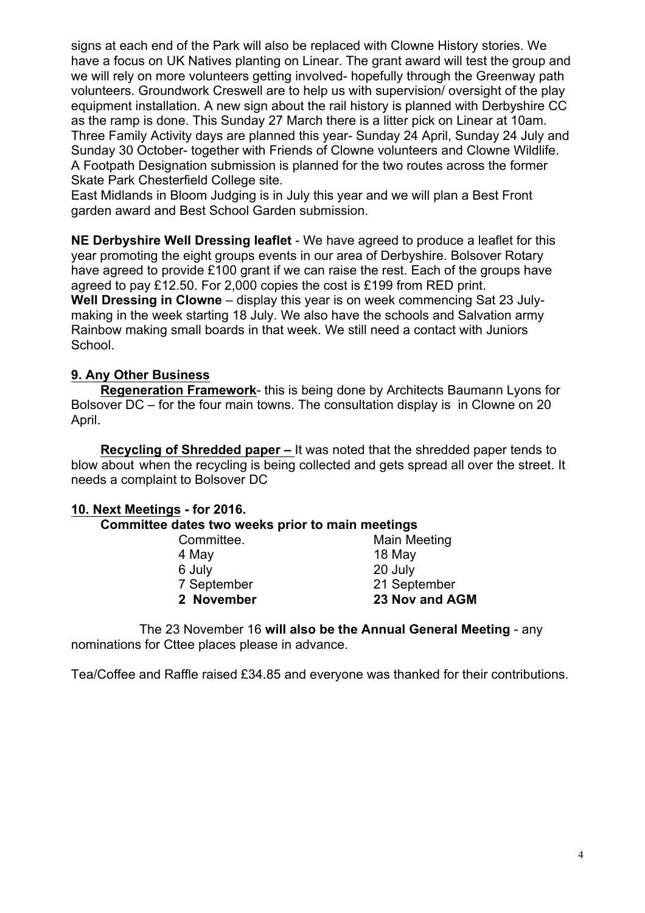signs at each end of the Park will also be replaced with Clowne History stories. We have a focus on UK Natives planting on Linear. The grant award will test the group and we will rely on more volunteers getting involved- hopefully through the Greenway path volunteers. Groundwork Creswell are to help us with supervision/ oversight of the play equipment installation. A new sign about the rail history is planned with Derbyshire CC as the ramp is done. This Sunday 27 March there is a litter pick on Linear at 10am. Three Family Activity days are planned this year- Sunday 24 April, Sunday 24 July and Sunday 30 October- together with Friends of Clowne volunteers and Clowne Wildlife. A Footpath Designation submission is planned for the two routes across the former Skate Park Chesterfield College site.
East Midlands in Bloom Judging is in July this year and we will plan a Best Front garden award and Best School Garden submission.

**NE Derbyshire Well Dressing leaflet** - We have agreed to produce a leaflet for this year promoting the eight groups events in our area of Derbyshire. Bolsover Rotary have agreed to provide £100 grant if we can raise the rest. Each of the groups have agreed to pay £12.50. For 2,000 copies the cost is £199 from RED print.
**Well Dressing in Clowne** – display this year is on week commencing Sat 23 July- making in the week starting 18 July. We also have the schools and Salvation army Rainbow making small boards in that week. We still need a contact with Juniors School.

## 9. Any Other Business

**Regeneration Framework**- this is being done by Architects Baumann Lyons for Bolsover DC – for the four main towns. The consultation display is in Clowne on 20 April.

**Recycling of Shredded paper –** It was noted that the shredded paper tends to blow about when the recycling is being collected and gets spread all over the street. It needs a complaint to Bolsover DC

## 10. Next Meetings - for 2016.

**Committee dates two weeks prior to main meetings**

| Committee. | Main Meeting |
|---|---|
| 4 May | 18 May |
| 6 July | 20 July |
| 7 September | 21 September |
| **2 November** | **23 Nov and AGM** |

The 23 November 16 **will also be the Annual General Meeting** - any nominations for Cttee places please in advance.

Tea/Coffee and Raffle raised £34.85 and everyone was thanked for their contributions.